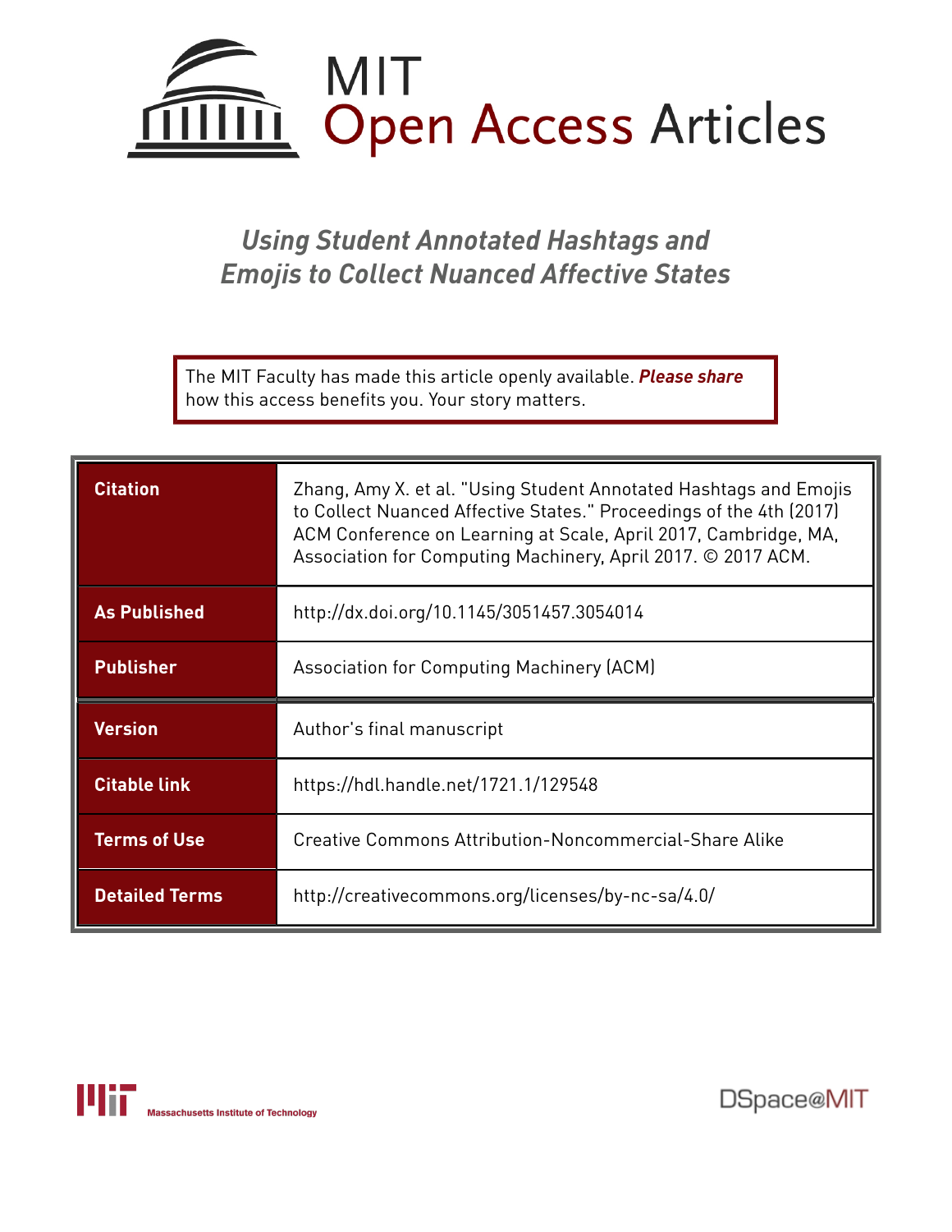# MIT Open Access Articles

## *Using Student Annotated Hashtags and Emojis to Collect Nuanced Affective States*

The MIT Faculty has made this article openly available. ***Please share*** how this access benefits you. Your story matters.

| | |
|---|---|
| **Citation** | Zhang, Amy X. et al. "Using Student Annotated Hashtags and Emojis to Collect Nuanced Affective States." Proceedings of the 4th (2017) ACM Conference on Learning at Scale, April 2017, Cambridge, MA, Association for Computing Machinery, April 2017. © 2017 ACM. |
| **As Published** | http://dx.doi.org/10.1145/3051457.3054014 |
| **Publisher** | Association for Computing Machinery (ACM) |
| **Version** | Author's final manuscript |
| **Citable link** | https://hdl.handle.net/1721.1/129548 |
| **Terms of Use** | Creative Commons Attribution-Noncommercial-Share Alike |
| **Detailed Terms** | http://creativecommons.org/licenses/by-nc-sa/4.0/ |

Massachusetts Institute of Technology

DSpace@MIT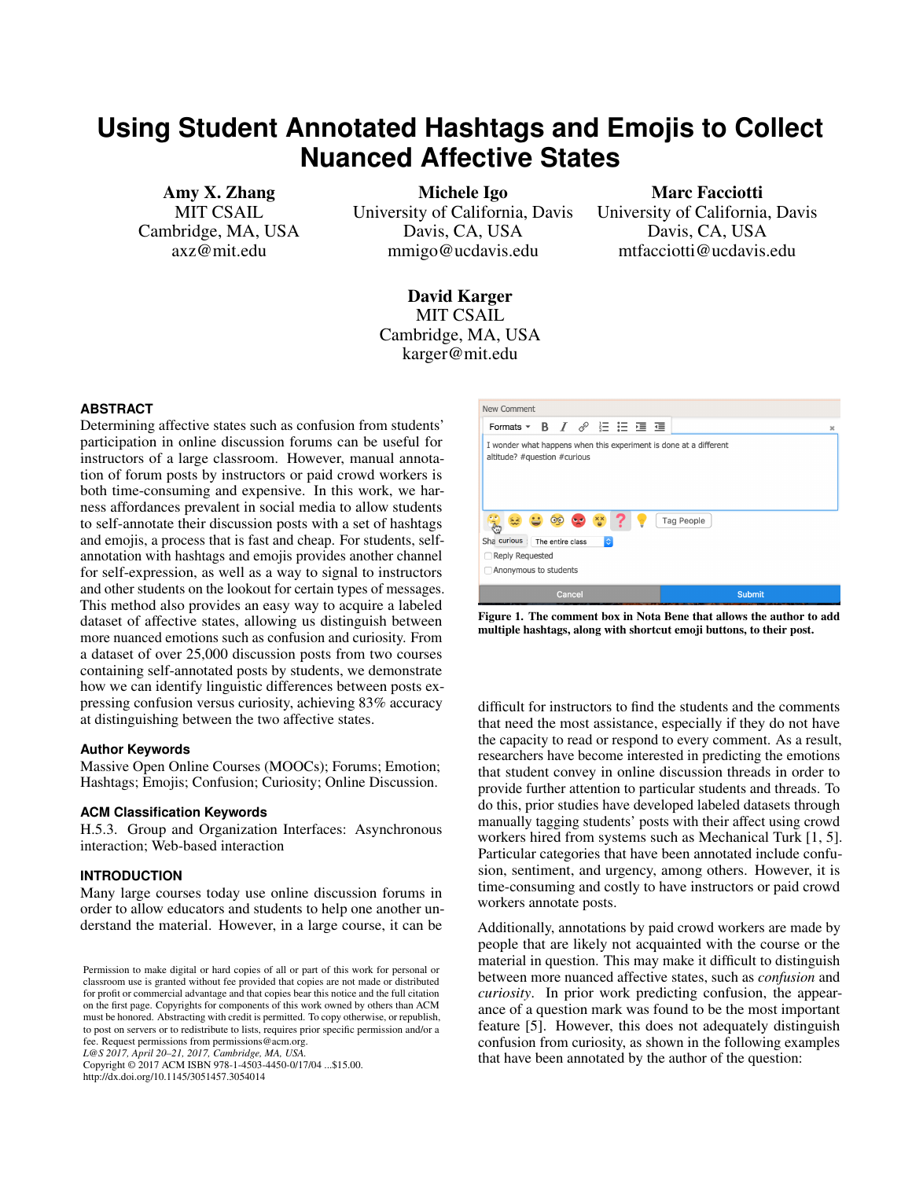# Using Student Annotated Hashtags and Emojis to Collect Nuanced Affective States

**Amy X. Zhang**
MIT CSAIL
Cambridge, MA, USA
axz@mit.edu

**Michele Igo**
University of California, Davis
Davis, CA, USA
mmigo@ucdavis.edu

**Marc Facciotti**
University of California, Davis
Davis, CA, USA
mtfacciotti@ucdavis.edu

**David Karger**
MIT CSAIL
Cambridge, MA, USA
karger@mit.edu

### ABSTRACT

Determining affective states such as confusion from students' participation in online discussion forums can be useful for instructors of a large classroom. However, manual annotation of forum posts by instructors or paid crowd workers is both time-consuming and expensive. In this work, we harness affordances prevalent in social media to allow students to self-annotate their discussion posts with a set of hashtags and emojis, a process that is fast and cheap. For students, self-annotation with hashtags and emojis provides another channel for self-expression, as well as a way to signal to instructors and other students on the lookout for certain types of messages. This method also provides an easy way to acquire a labeled dataset of affective states, allowing us distinguish between more nuanced emotions such as confusion and curiosity. From a dataset of over 25,000 discussion posts from two courses containing self-annotated posts by students, we demonstrate how we can identify linguistic differences between posts expressing confusion versus curiosity, achieving 83% accuracy at distinguishing between the two affective states.

### Author Keywords

Massive Open Online Courses (MOOCs); Forums; Emotion; Hashtags; Emojis; Confusion; Curiosity; Online Discussion.

### ACM Classification Keywords

H.5.3. Group and Organization Interfaces: Asynchronous interaction; Web-based interaction

### INTRODUCTION

Many large courses today use online discussion forums in order to allow educators and students to help one another understand the material. However, in a large course, it can be difficult for instructors to find the students and the comments that need the most assistance, especially if they do not have the capacity to read or respond to every comment. As a result, researchers have become interested in predicting the emotions that student convey in online discussion threads in order to provide further attention to particular students and threads. To do this, prior studies have developed labeled datasets through manually tagging students' posts with their affect using crowd workers hired from systems such as Mechanical Turk [1, 5]. Particular categories that have been annotated include confusion, sentiment, and urgency, among others. However, it is time-consuming and costly to have instructors or paid crowd workers annotate posts.

Additionally, annotations by paid crowd workers are made by people that are likely not acquainted with the course or the material in question. This may make it difficult to distinguish between more nuanced affective states, such as *confusion* and *curiosity*. In prior work predicting confusion, the appearance of a question mark was found to be the most important feature [5]. However, this does not adequately distinguish confusion from curiosity, as shown in the following examples that have been annotated by the author of the question:

**Figure 1. The comment box in Nota Bene that allows the author to add multiple hashtags, along with shortcut emoji buttons, to their post.**

Permission to make digital or hard copies of all or part of this work for personal or classroom use is granted without fee provided that copies are not made or distributed for profit or commercial advantage and that copies bear this notice and the full citation on the first page. Copyrights for components of this work owned by others than ACM must be honored. Abstracting with credit is permitted. To copy otherwise, or republish, to post on servers or to redistribute to lists, requires prior specific permission and/or a fee. Request permissions from permissions@acm.org.
*L@S 2017, April 20–21, 2017, Cambridge, MA, USA.*
Copyright © 2017 ACM ISBN 978-1-4503-4450-0/17/04 ...$15.00.
http://dx.doi.org/10.1145/3051457.3054014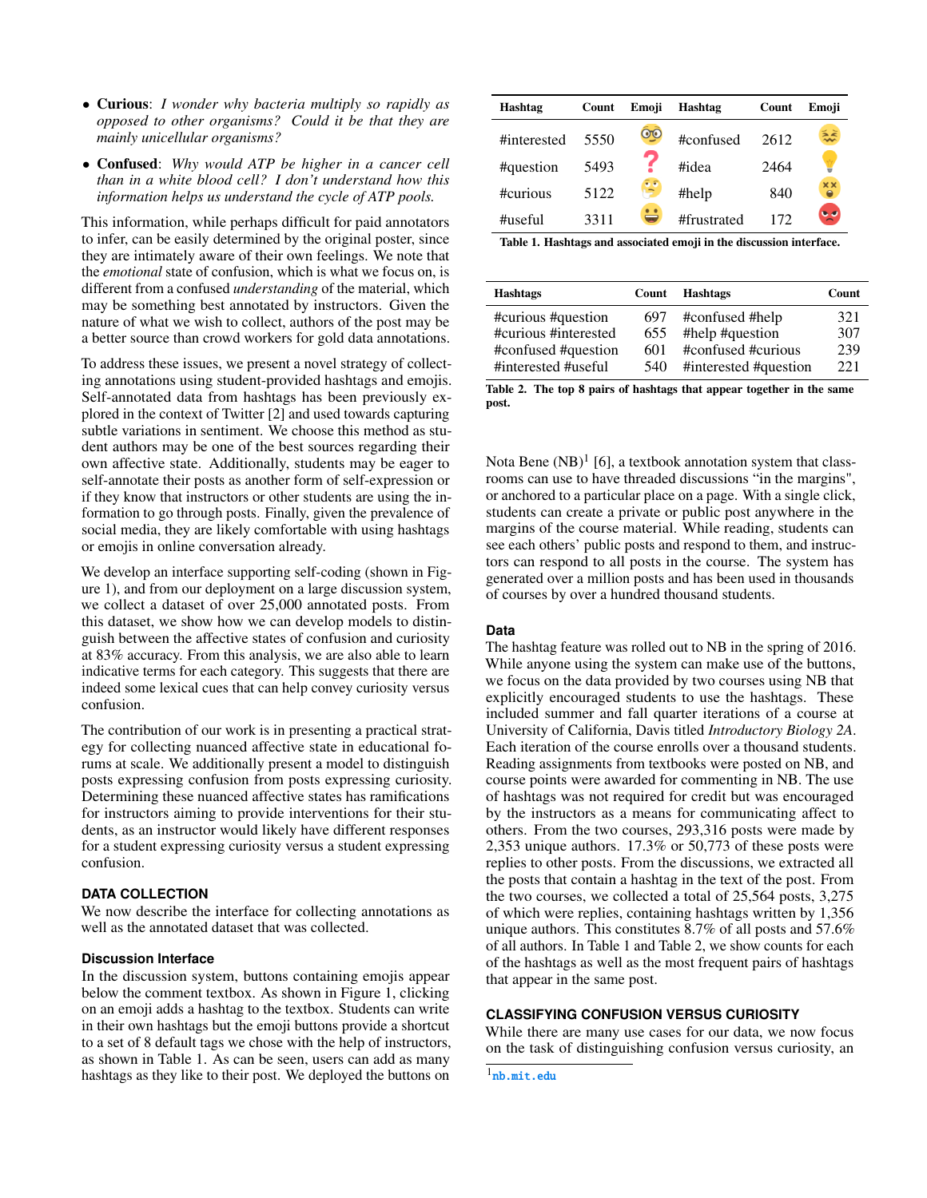- **Curious**: *I wonder why bacteria multiply so rapidly as opposed to other organisms? Could it be that they are mainly unicellular organisms?*
- **Confused**: *Why would ATP be higher in a cancer cell than in a white blood cell? I don't understand how this information helps us understand the cycle of ATP pools.*

This information, while perhaps difficult for paid annotators to infer, can be easily determined by the original poster, since they are intimately aware of their own feelings. We note that the *emotional* state of confusion, which is what we focus on, is different from a confused *understanding* of the material, which may be something best annotated by instructors. Given the nature of what we wish to collect, authors of the post may be a better source than crowd workers for gold data annotations.

To address these issues, we present a novel strategy of collecting annotations using student-provided hashtags and emojis. Self-annotated data from hashtags has been previously explored in the context of Twitter [2] and used towards capturing subtle variations in sentiment. We choose this method as student authors may be one of the best sources regarding their own affective state. Additionally, students may be eager to self-annotate their posts as another form of self-expression or if they know that instructors or other students are using the information to go through posts. Finally, given the prevalence of social media, they are likely comfortable with using hashtags or emojis in online conversation already.

We develop an interface supporting self-coding (shown in Figure 1), and from our deployment on a large discussion system, we collect a dataset of over 25,000 annotated posts. From this dataset, we show how we can develop models to distinguish between the affective states of confusion and curiosity at 83% accuracy. From this analysis, we are also able to learn indicative terms for each category. This suggests that there are indeed some lexical cues that can help convey curiosity versus confusion.

The contribution of our work is in presenting a practical strategy for collecting nuanced affective state in educational forums at scale. We additionally present a model to distinguish posts expressing confusion from posts expressing curiosity. Determining these nuanced affective states has ramifications for instructors aiming to provide interventions for their students, as an instructor would likely have different responses for a student expressing curiosity versus a student expressing confusion.

## DATA COLLECTION

We now describe the interface for collecting annotations as well as the annotated dataset that was collected.

### Discussion Interface

In the discussion system, buttons containing emojis appear below the comment textbox. As shown in Figure 1, clicking on an emoji adds a hashtag to the textbox. Students can write in their own hashtags but the emoji buttons provide a shortcut to a set of 8 default tags we chose with the help of instructors, as shown in Table 1. As can be seen, users can add as many hashtags as they like to their post. We deployed the buttons on Nota Bene (NB)[1] [6], a textbook annotation system that classrooms can use to have threaded discussions "in the margins", or anchored to a particular place on a page. With a single click, students can create a private or public post anywhere in the margins of the course material. While reading, students can see each others' public posts and respond to them, and instructors can respond to all posts in the course. The system has generated over a million posts and has been used in thousands of courses by over a hundred thousand students.

| Hashtag | Count | Emoji | Hashtag | Count | Emoji |
|---|---|---|---|---|---|
| #interested | 5550 | 🤓 | #confused | 2612 | 😖 |
| #question | 5493 | ❓ | #idea | 2464 | 💡 |
| #curious | 5122 | 🤔 | #help | 840 | 😵 |
| #useful | 3311 | 😀 | #frustrated | 172 | 😡 |

**Table 1. Hashtags and associated emoji in the discussion interface.**

| Hashtags | Count | Hashtags | Count |
|---|---|---|---|
| #curious #question | 697 | #confused #help | 321 |
| #curious #interested | 655 | #help #question | 307 |
| #confused #question | 601 | #confused #curious | 239 |
| #interested #useful | 540 | #interested #question | 221 |

**Table 2. The top 8 pairs of hashtags that appear together in the same post.**

### Data

The hashtag feature was rolled out to NB in the spring of 2016. While anyone using the system can make use of the buttons, we focus on the data provided by two courses using NB that explicitly encouraged students to use the hashtags. These included summer and fall quarter iterations of a course at University of California, Davis titled *Introductory Biology 2A*. Each iteration of the course enrolls over a thousand students. Reading assignments from textbooks were posted on NB, and course points were awarded for commenting in NB. The use of hashtags was not required for credit but was encouraged by the instructors as a means for communicating affect to others. From the two courses, 293,316 posts were made by 2,353 unique authors. 17.3% or 50,773 of these posts were replies to other posts. From the discussions, we extracted all the posts that contain a hashtag in the text of the post. From the two courses, we collected a total of 25,564 posts, 3,275 of which were replies, containing hashtags written by 1,356 unique authors. This constitutes 8.7% of all posts and 57.6% of all authors. In Table 1 and Table 2, we show counts for each of the hashtags as well as the most frequent pairs of hashtags that appear in the same post.

## CLASSIFYING CONFUSION VERSUS CURIOSITY

While there are many use cases for our data, we now focus on the task of distinguishing confusion versus curiosity, an

[1] nb.mit.edu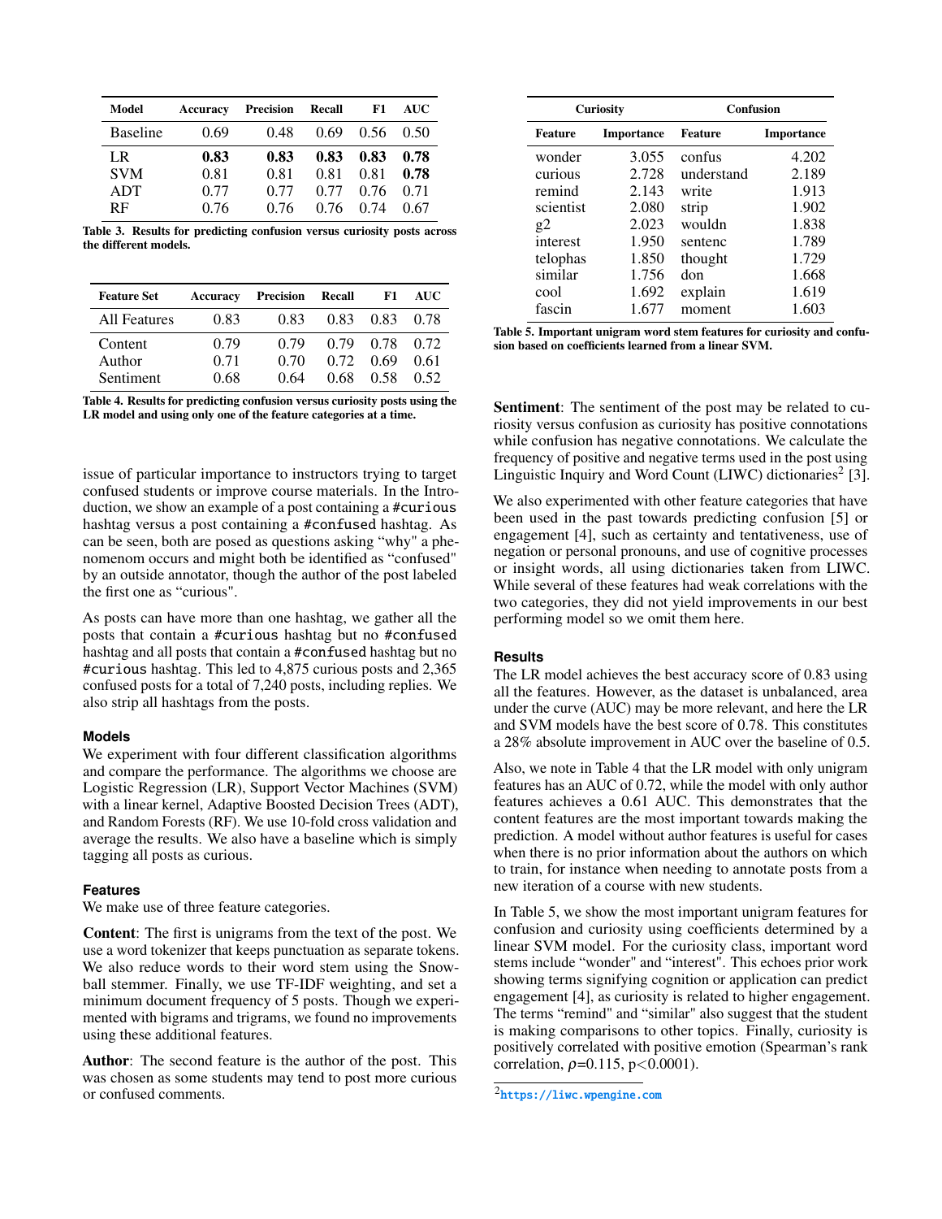| Model | Accuracy | Precision | Recall | F1 | AUC |
|---|---|---|---|---|---|
| Baseline | 0.69 | 0.48 | 0.69 | 0.56 | 0.50 |
| LR | **0.83** | **0.83** | **0.83** | **0.83** | **0.78** |
| SVM | 0.81 | 0.81 | 0.81 | 0.81 | **0.78** |
| ADT | 0.77 | 0.77 | 0.77 | 0.76 | 0.71 |
| RF | 0.76 | 0.76 | 0.76 | 0.74 | 0.67 |

**Table 3. Results for predicting confusion versus curiosity posts across the different models.**

| Feature Set | Accuracy | Precision | Recall | F1 | AUC |
|---|---|---|---|---|---|
| All Features | 0.83 | 0.83 | 0.83 | 0.83 | 0.78 |
| Content | 0.79 | 0.79 | 0.79 | 0.78 | 0.72 |
| Author | 0.71 | 0.70 | 0.72 | 0.69 | 0.61 |
| Sentiment | 0.68 | 0.64 | 0.68 | 0.58 | 0.52 |

**Table 4. Results for predicting confusion versus curiosity posts using the LR model and using only one of the feature categories at a time.**

issue of particular importance to instructors trying to target confused students or improve course materials. In the Introduction, we show an example of a post containing a #curious hashtag versus a post containing a #confused hashtag. As can be seen, both are posed as questions asking "why" a phenomenom occurs and might both be identified as "confused" by an outside annotator, though the author of the post labeled the first one as "curious".

As posts can have more than one hashtag, we gather all the posts that contain a #curious hashtag but no #confused hashtag and all posts that contain a #confused hashtag but no #curious hashtag. This led to 4,875 curious posts and 2,365 confused posts for a total of 7,240 posts, including replies. We also strip all hashtags from the posts.

### Models

We experiment with four different classification algorithms and compare the performance. The algorithms we choose are Logistic Regression (LR), Support Vector Machines (SVM) with a linear kernel, Adaptive Boosted Decision Trees (ADT), and Random Forests (RF). We use 10-fold cross validation and average the results. We also have a baseline which is simply tagging all posts as curious.

### Features

We make use of three feature categories.

**Content**: The first is unigrams from the text of the post. We use a word tokenizer that keeps punctuation as separate tokens. We also reduce words to their word stem using the Snowball stemmer. Finally, we use TF-IDF weighting, and set a minimum document frequency of 5 posts. Though we experimented with bigrams and trigrams, we found no improvements using these additional features.

**Author**: The second feature is the author of the post. This was chosen as some students may tend to post more curious or confused comments.

| Curiosity | | Confusion | |
|---|---|---|---|
| **Feature** | **Importance** | **Feature** | **Importance** |
| wonder | 3.055 | confus | 4.202 |
| curious | 2.728 | understand | 2.189 |
| remind | 2.143 | write | 1.913 |
| scientist | 2.080 | strip | 1.902 |
| g2 | 2.023 | wouldn | 1.838 |
| interest | 1.950 | sentenc | 1.789 |
| telophas | 1.850 | thought | 1.729 |
| similar | 1.756 | don | 1.668 |
| cool | 1.692 | explain | 1.619 |
| fascin | 1.677 | moment | 1.603 |

**Table 5. Important unigram word stem features for curiosity and confusion based on coefficients learned from a linear SVM.**

**Sentiment**: The sentiment of the post may be related to curiosity versus confusion as curiosity has positive connotations while confusion has negative connotations. We calculate the frequency of positive and negative terms used in the post using Linguistic Inquiry and Word Count (LIWC) dictionaries[2] [3].

We also experimented with other feature categories that have been used in the past towards predicting confusion [5] or engagement [4], such as certainty and tentativeness, use of negation or personal pronouns, and use of cognitive processes or insight words, all using dictionaries taken from LIWC. While several of these features had weak correlations with the two categories, they did not yield improvements in our best performing model so we omit them here.

### Results

The LR model achieves the best accuracy score of 0.83 using all the features. However, as the dataset is unbalanced, area under the curve (AUC) may be more relevant, and here the LR and SVM models have the best score of 0.78. This constitutes a 28% absolute improvement in AUC over the baseline of 0.5.

Also, we note in Table 4 that the LR model with only unigram features has an AUC of 0.72, while the model with only author features achieves a 0.61 AUC. This demonstrates that the content features are the most important towards making the prediction. A model without author features is useful for cases when there is no prior information about the authors on which to train, for instance when needing to annotate posts from a new iteration of a course with new students.

In Table 5, we show the most important unigram features for confusion and curiosity using coefficients determined by a linear SVM model. For the curiosity class, important word stems include "wonder" and "interest". This echoes prior work showing terms signifying cognition or application can predict engagement [4], as curiosity is related to higher engagement. The terms "remind" and "similar" also suggest that the student is making comparisons to other topics. Finally, curiosity is positively correlated with positive emotion (Spearman's rank correlation, $\rho$=0.115, p$<$0.0001).

[2] https://liwc.wpengine.com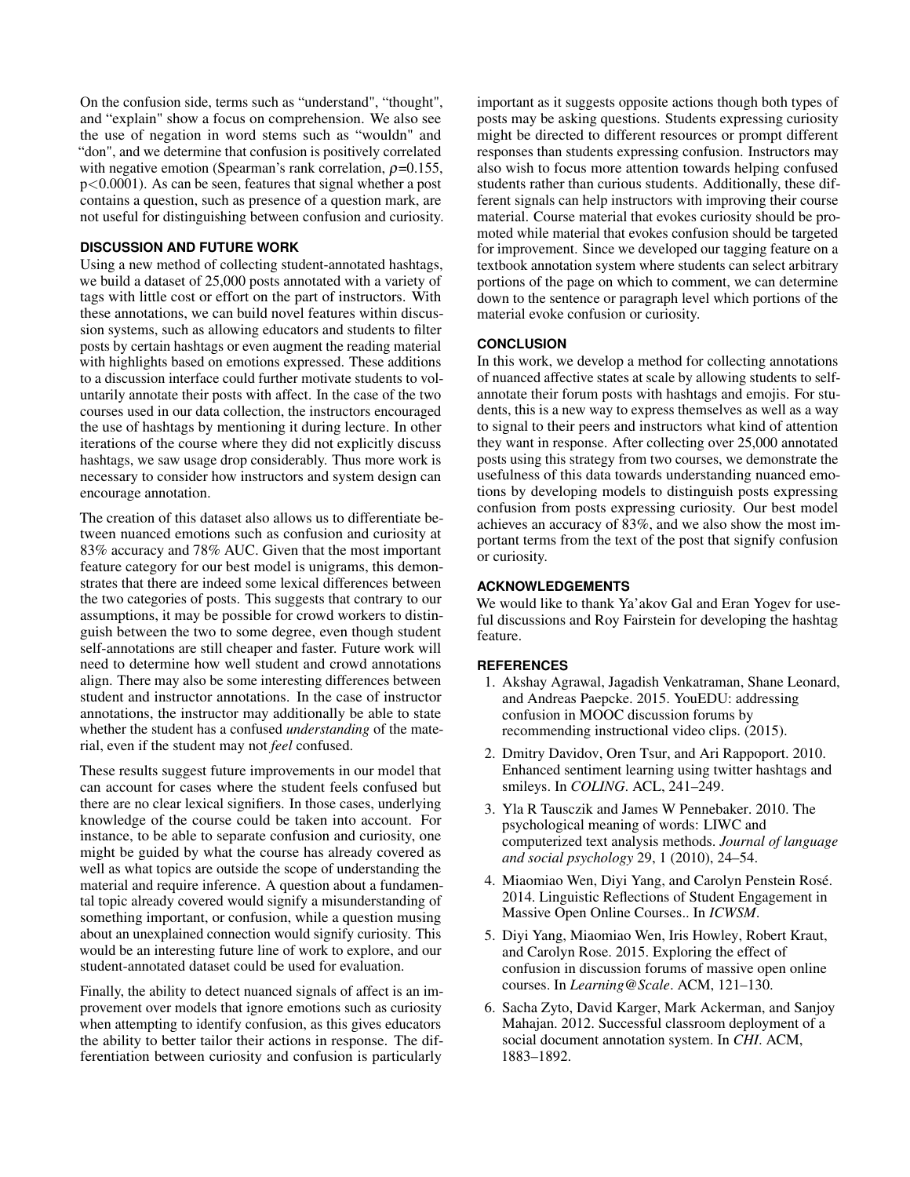On the confusion side, terms such as "understand", "thought", and "explain" show a focus on comprehension. We also see the use of negation in word stems such as "wouldn" and "don", and we determine that confusion is positively correlated with negative emotion (Spearman's rank correlation, $\rho$=0.155, p<0.0001). As can be seen, features that signal whether a post contains a question, such as presence of a question mark, are not useful for distinguishing between confusion and curiosity.

## DISCUSSION AND FUTURE WORK

Using a new method of collecting student-annotated hashtags, we build a dataset of 25,000 posts annotated with a variety of tags with little cost or effort on the part of instructors. With these annotations, we can build novel features within discussion systems, such as allowing educators and students to filter posts by certain hashtags or even augment the reading material with highlights based on emotions expressed. These additions to a discussion interface could further motivate students to voluntarily annotate their posts with affect. In the case of the two courses used in our data collection, the instructors encouraged the use of hashtags by mentioning it during lecture. In other iterations of the course where they did not explicitly discuss hashtags, we saw usage drop considerably. Thus more work is necessary to consider how instructors and system design can encourage annotation.

The creation of this dataset also allows us to differentiate between nuanced emotions such as confusion and curiosity at 83% accuracy and 78% AUC. Given that the most important feature category for our best model is unigrams, this demonstrates that there are indeed some lexical differences between the two categories of posts. This suggests that contrary to our assumptions, it may be possible for crowd workers to distinguish between the two to some degree, even though student self-annotations are still cheaper and faster. Future work will need to determine how well student and crowd annotations align. There may also be some interesting differences between student and instructor annotations. In the case of instructor annotations, the instructor may additionally be able to state whether the student has a confused *understanding* of the material, even if the student may not *feel* confused.

These results suggest future improvements in our model that can account for cases where the student feels confused but there are no clear lexical signifiers. In those cases, underlying knowledge of the course could be taken into account. For instance, to be able to separate confusion and curiosity, one might be guided by what the course has already covered as well as what topics are outside the scope of understanding the material and require inference. A question about a fundamental topic already covered would signify a misunderstanding of something important, or confusion, while a question musing about an unexplained connection would signify curiosity. This would be an interesting future line of work to explore, and our student-annotated dataset could be used for evaluation.

Finally, the ability to detect nuanced signals of affect is an improvement over models that ignore emotions such as curiosity when attempting to identify confusion, as this gives educators the ability to better tailor their actions in response. The differentiation between curiosity and confusion is particularly important as it suggests opposite actions though both types of posts may be asking questions. Students expressing curiosity might be directed to different resources or prompt different responses than students expressing confusion. Instructors may also wish to focus more attention towards helping confused students rather than curious students. Additionally, these different signals can help instructors with improving their course material. Course material that evokes curiosity should be promoted while material that evokes confusion should be targeted for improvement. Since we developed our tagging feature on a textbook annotation system where students can select arbitrary portions of the page on which to comment, we can determine down to the sentence or paragraph level which portions of the material evoke confusion or curiosity.

## CONCLUSION

In this work, we develop a method for collecting annotations of nuanced affective states at scale by allowing students to self-annotate their forum posts with hashtags and emojis. For students, this is a new way to express themselves as well as a way to signal to their peers and instructors what kind of attention they want in response. After collecting over 25,000 annotated posts using this strategy from two courses, we demonstrate the usefulness of this data towards understanding nuanced emotions by developing models to distinguish posts expressing confusion from posts expressing curiosity. Our best model achieves an accuracy of 83%, and we also show the most important terms from the text of the post that signify confusion or curiosity.

## ACKNOWLEDGEMENTS

We would like to thank Ya'akov Gal and Eran Yogev for useful discussions and Roy Fairstein for developing the hashtag feature.

## REFERENCES

1. Akshay Agrawal, Jagadish Venkatraman, Shane Leonard, and Andreas Paepcke. 2015. YouEDU: addressing confusion in MOOC discussion forums by recommending instructional video clips. (2015).
2. Dmitry Davidov, Oren Tsur, and Ari Rappoport. 2010. Enhanced sentiment learning using twitter hashtags and smileys. In *COLING*. ACL, 241–249.
3. Yla R Tausczik and James W Pennebaker. 2010. The psychological meaning of words: LIWC and computerized text analysis methods. *Journal of language and social psychology* 29, 1 (2010), 24–54.
4. Miaomiao Wen, Diyi Yang, and Carolyn Penstein Rosé. 2014. Linguistic Reflections of Student Engagement in Massive Open Online Courses.. In *ICWSM*.
5. Diyi Yang, Miaomiao Wen, Iris Howley, Robert Kraut, and Carolyn Rose. 2015. Exploring the effect of confusion in discussion forums of massive open online courses. In *Learning@Scale*. ACM, 121–130.
6. Sacha Zyto, David Karger, Mark Ackerman, and Sanjoy Mahajan. 2012. Successful classroom deployment of a social document annotation system. In *CHI*. ACM, 1883–1892.